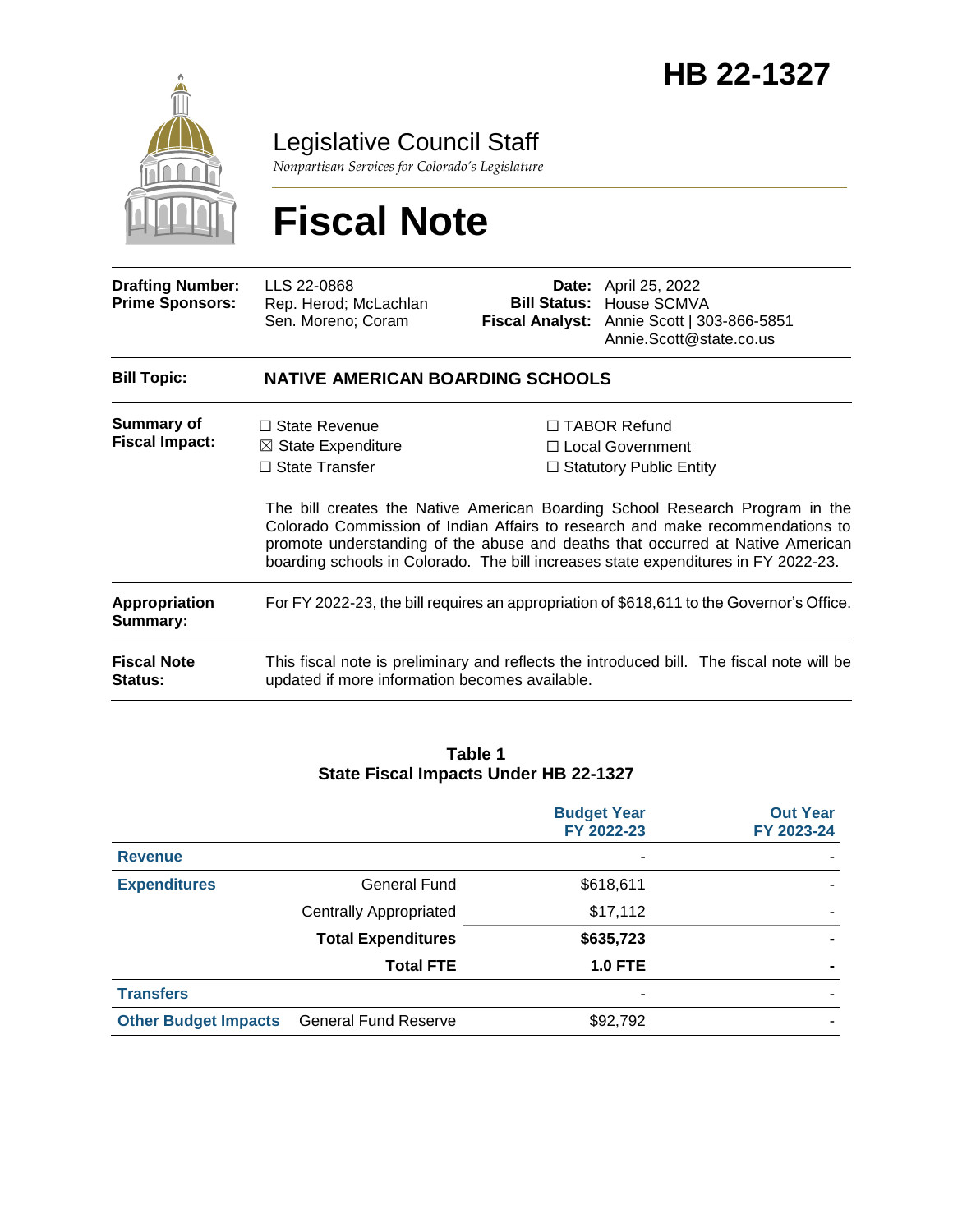# HB 22-1327

Legislative Council Staff

*Nonpartisan Services for Colorado's Legislature*

# Fiscal Note

| | | | |
|---|---|---|---|
| **Drafting Number:** | LLS 22-0868 | **Date:** | April 25, 2022 |
| **Prime Sponsors:** | Rep. Herod; McLachlan<br>Sen. Moreno; Coram | **Bill Status:** | House SCMVA |
| | | **Fiscal Analyst:** | Annie Scott \| 303-866-5851<br>Annie.Scott@state.co.us |

| | |
|---|---|
| **Bill Topic:** | **NATIVE AMERICAN BOARDING SCHOOLS** |
| **Summary of Fiscal Impact:** | ☐ State Revenue ☒ State Expenditure ☐ State Transfer ☐ TABOR Refund ☐ Local Government ☐ Statutory Public Entity<br><br>The bill creates the Native American Boarding School Research Program in the Colorado Commission of Indian Affairs to research and make recommendations to promote understanding of the abuse and deaths that occurred at Native American boarding schools in Colorado. The bill increases state expenditures in FY 2022-23. |
| **Appropriation Summary:** | For FY 2022-23, the bill requires an appropriation of $618,611 to the Governor's Office. |
| **Fiscal Note Status:** | This fiscal note is preliminary and reflects the introduced bill. The fiscal note will be updated if more information becomes available. |

**Table 1**
**State Fiscal Impacts Under HB 22-1327**

| | | Budget Year FY 2022-23 | Out Year FY 2023-24 |
|---|---|---|---|
| **Revenue** | | - | - |
| **Expenditures** | General Fund | $618,611 | - |
| | Centrally Appropriated | $17,112 | - |
| | **Total Expenditures** | **$635,723** | **-** |
| | **Total FTE** | **1.0 FTE** | **-** |
| **Transfers** | | - | - |
| **Other Budget Impacts** | General Fund Reserve | $92,792 | - |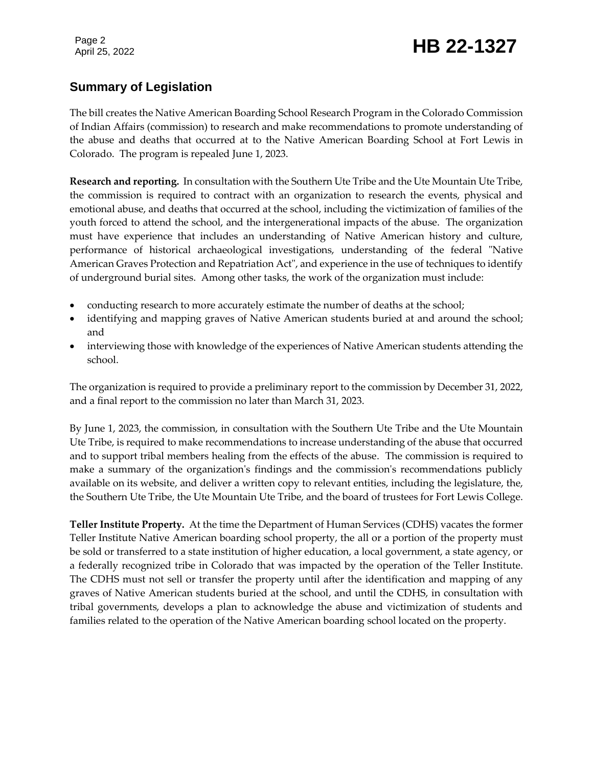## Summary of Legislation

The bill creates the Native American Boarding School Research Program in the Colorado Commission of Indian Affairs (commission) to research and make recommendations to promote understanding of the abuse and deaths that occurred at to the Native American Boarding School at Fort Lewis in Colorado. The program is repealed June 1, 2023.

**Research and reporting.** In consultation with the Southern Ute Tribe and the Ute Mountain Ute Tribe, the commission is required to contract with an organization to research the events, physical and emotional abuse, and deaths that occurred at the school, including the victimization of families of the youth forced to attend the school, and the intergenerational impacts of the abuse. The organization must have experience that includes an understanding of Native American history and culture, performance of historical archaeological investigations, understanding of the federal "Native American Graves Protection and Repatriation Act", and experience in the use of techniques to identify of underground burial sites. Among other tasks, the work of the organization must include:

- conducting research to more accurately estimate the number of deaths at the school;
- identifying and mapping graves of Native American students buried at and around the school; and
- interviewing those with knowledge of the experiences of Native American students attending the school.

The organization is required to provide a preliminary report to the commission by December 31, 2022, and a final report to the commission no later than March 31, 2023.

By June 1, 2023, the commission, in consultation with the Southern Ute Tribe and the Ute Mountain Ute Tribe, is required to make recommendations to increase understanding of the abuse that occurred and to support tribal members healing from the effects of the abuse. The commission is required to make a summary of the organization's findings and the commission's recommendations publicly available on its website, and deliver a written copy to relevant entities, including the legislature, the, the Southern Ute Tribe, the Ute Mountain Ute Tribe, and the board of trustees for Fort Lewis College.

**Teller Institute Property.** At the time the Department of Human Services (CDHS) vacates the former Teller Institute Native American boarding school property, the all or a portion of the property must be sold or transferred to a state institution of higher education, a local government, a state agency, or a federally recognized tribe in Colorado that was impacted by the operation of the Teller Institute. The CDHS must not sell or transfer the property until after the identification and mapping of any graves of Native American students buried at the school, and until the CDHS, in consultation with tribal governments, develops a plan to acknowledge the abuse and victimization of students and families related to the operation of the Native American boarding school located on the property.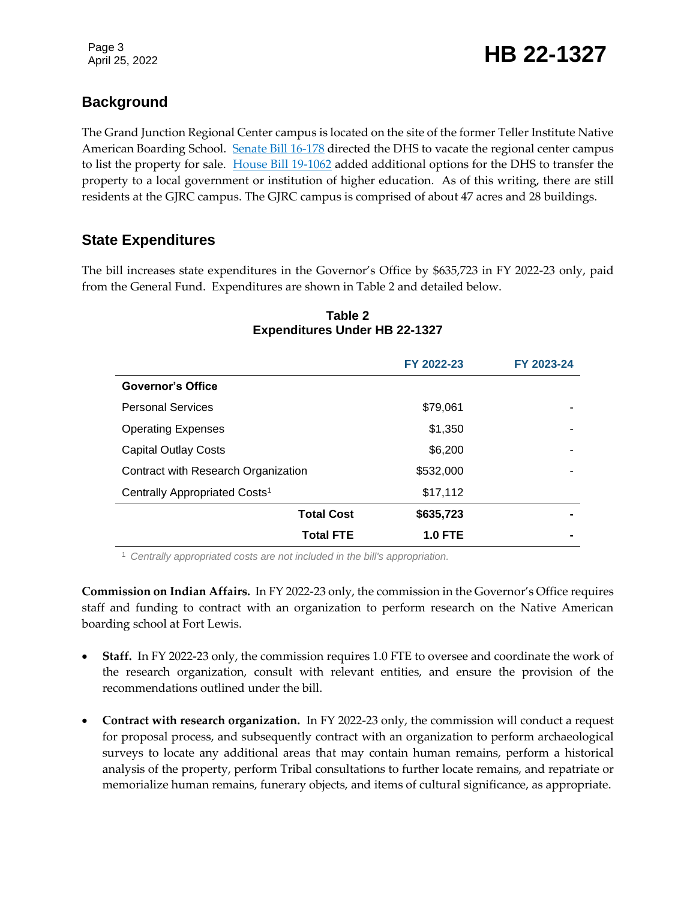## Background

The Grand Junction Regional Center campus is located on the site of the former Teller Institute Native American Boarding School. [Senate Bill 16-178](#) directed the DHS to vacate the regional center campus to list the property for sale. [House Bill 19-1062](#) added additional options for the DHS to transfer the property to a local government or institution of higher education. As of this writing, there are still residents at the GJRC campus. The GJRC campus is comprised of about 47 acres and 28 buildings.

## State Expenditures

The bill increases state expenditures in the Governor's Office by $635,723 in FY 2022-23 only, paid from the General Fund. Expenditures are shown in Table 2 and detailed below.

**Table 2**
**Expenditures Under HB 22-1327**

| | FY 2022-23 | FY 2023-24 |
|---|---|---|
| **Governor's Office** | | |
| Personal Services | $79,061 | - |
| Operating Expenses | $1,350 | - |
| Capital Outlay Costs | $6,200 | - |
| Contract with Research Organization | $532,000 | - |
| Centrally Appropriated Costs[1] | $17,112 | |
| **Total Cost** | **$635,723** | **-** |
| **Total FTE** | **1.0 FTE** | **-** |

[1] *Centrally appropriated costs are not included in the bill's appropriation.*

**Commission on Indian Affairs.** In FY 2022-23 only, the commission in the Governor's Office requires staff and funding to contract with an organization to perform research on the Native American boarding school at Fort Lewis.

- **Staff.** In FY 2022-23 only, the commission requires 1.0 FTE to oversee and coordinate the work of the research organization, consult with relevant entities, and ensure the provision of the recommendations outlined under the bill.
- **Contract with research organization.** In FY 2022-23 only, the commission will conduct a request for proposal process, and subsequently contract with an organization to perform archaeological surveys to locate any additional areas that may contain human remains, perform a historical analysis of the property, perform Tribal consultations to further locate remains, and repatriate or memorialize human remains, funerary objects, and items of cultural significance, as appropriate.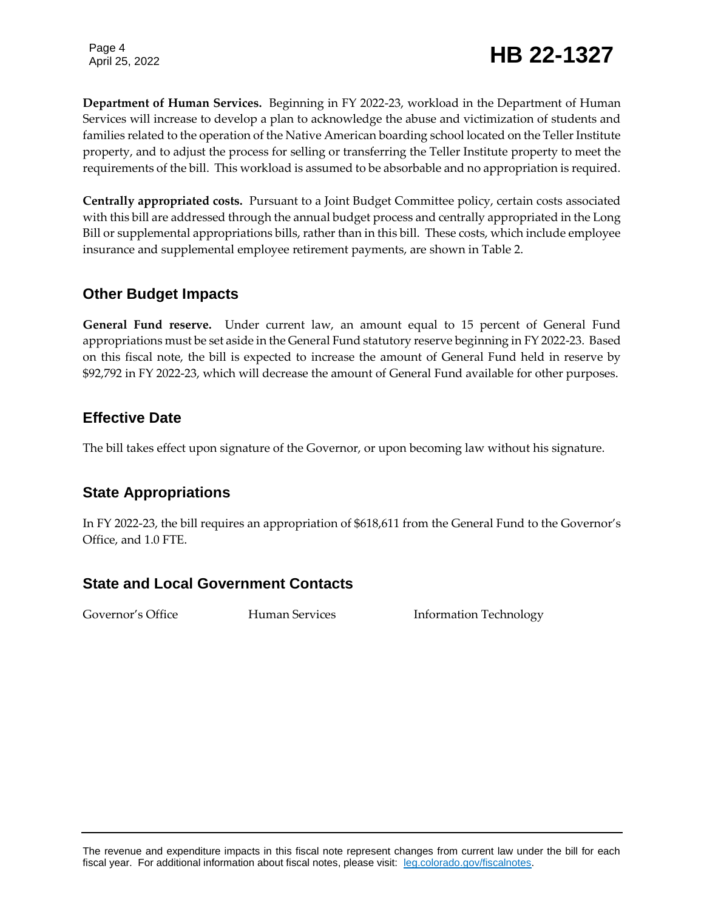**Department of Human Services.** Beginning in FY 2022-23, workload in the Department of Human Services will increase to develop a plan to acknowledge the abuse and victimization of students and families related to the operation of the Native American boarding school located on the Teller Institute property, and to adjust the process for selling or transferring the Teller Institute property to meet the requirements of the bill. This workload is assumed to be absorbable and no appropriation is required.

**Centrally appropriated costs.** Pursuant to a Joint Budget Committee policy, certain costs associated with this bill are addressed through the annual budget process and centrally appropriated in the Long Bill or supplemental appropriations bills, rather than in this bill. These costs, which include employee insurance and supplemental employee retirement payments, are shown in Table 2.

## Other Budget Impacts

**General Fund reserve.** Under current law, an amount equal to 15 percent of General Fund appropriations must be set aside in the General Fund statutory reserve beginning in FY 2022-23. Based on this fiscal note, the bill is expected to increase the amount of General Fund held in reserve by $92,792 in FY 2022-23, which will decrease the amount of General Fund available for other purposes.

## Effective Date

The bill takes effect upon signature of the Governor, or upon becoming law without his signature.

## State Appropriations

In FY 2022-23, the bill requires an appropriation of $618,611 from the General Fund to the Governor's Office, and 1.0 FTE.

## State and Local Government Contacts

Governor's Office Human Services Information Technology

The revenue and expenditure impacts in this fiscal note represent changes from current law under the bill for each fiscal year. For additional information about fiscal notes, please visit: leg.colorado.gov/fiscalnotes.